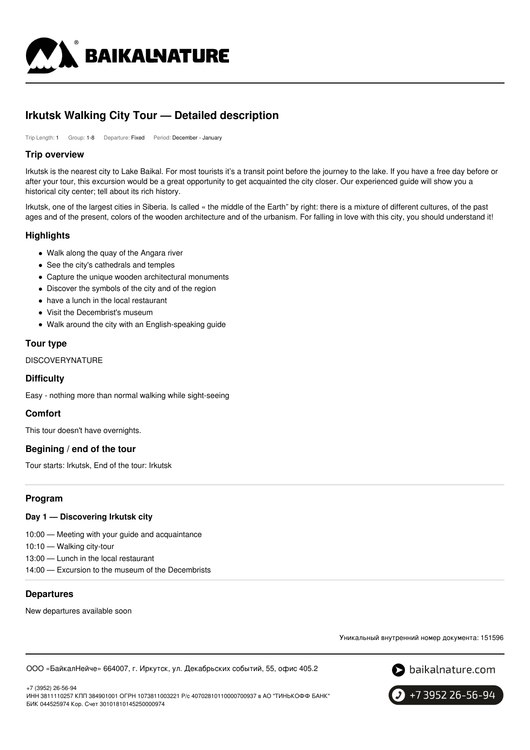# Irkutsk Walking City Tour — Detailed description

Trip Length: **1** Group: **1-8** Departure: **Fixed** Period: **December - January**

## Trip overview

Irkutsk is the nearest city to Lake Baikal. For most tourists it's a transit point before the journey to the lake. If you have a free day before or after your tour, this excursion would be a great opportunity to get acquainted the city closer. Our experienced guide will show you a historical city center; tell about its rich history.

Irkutsk, one of the largest cities in Siberia. Is called « the middle of the Earth" by right: there is a mixture of different cultures, of the past ages and of the present, colors of the wooden architecture and of the urbanism. For falling in love with this city, you should understand it!

## Highlights

- Walk along the quay of the Angara river
- See the city's cathedrals and temples
- Capture the unique wooden architectural monuments
- Discover the symbols of the city and of the region
- have a lunch in the local restaurant
- Visit the Decembrist's museum
- Walk around the city with an English-speaking guide

## Tour type

DISCOVERYNATURE

## Difficulty

Easy - nothing more than normal walking while sight-seeing

## Comfort

This tour doesn't have overnights.

## Begining / end of the tour

Tour starts: Irkutsk, End of the tour: Irkutsk

## Program

### Day 1 — Discovering Irkutsk city

10:00 — Meeting with your guide and acquaintance
10:10 — Walking city-tour
13:00 — Lunch in the local restaurant
14:00 — Excursion to the museum of the Decembrists

## Departures

New departures available soon

Уникальный внутренний номер документа: 151596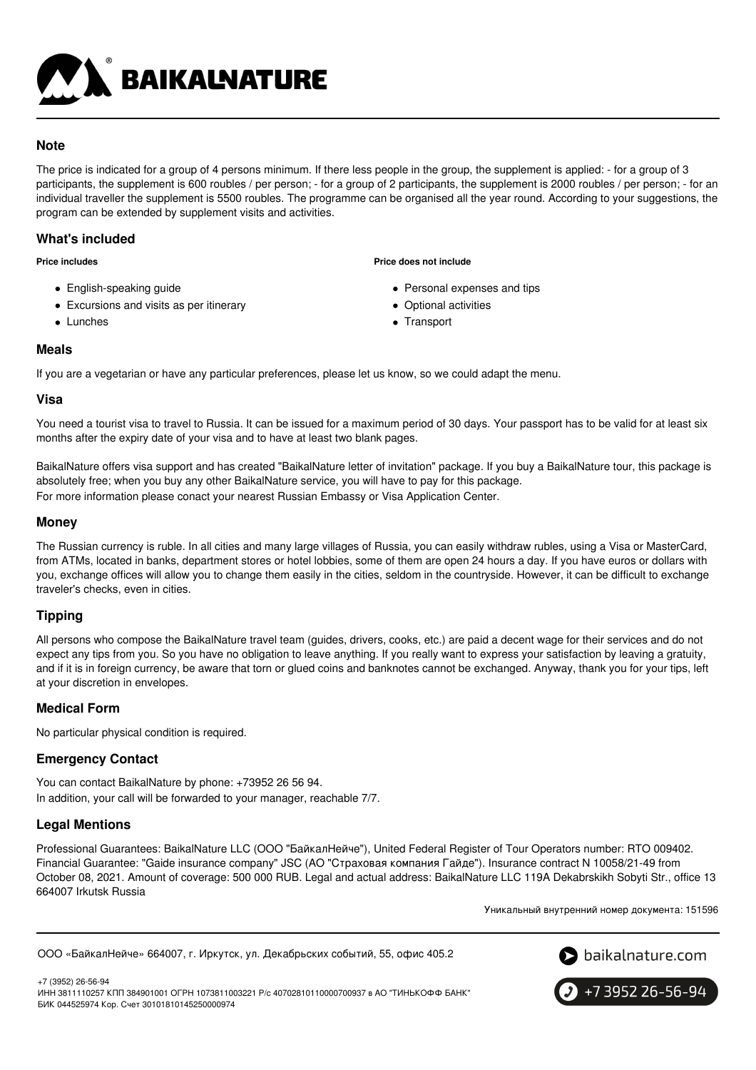## Note

The price is indicated for a group of 4 persons minimum. If there less people in the group, the supplement is applied: - for a group of 3 participants, the supplement is 600 roubles / per person; - for a group of 2 participants, the supplement is 2000 roubles / per person; - for an individual traveller the supplement is 5500 roubles. The programme can be organised all the year round. According to your suggestions, the program can be extended by supplement visits and activities.

## What's included

**Price includes**

- English-speaking guide
- Excursions and visits as per itinerary
- Lunches

**Price does not include**

- Personal expenses and tips
- Optional activities
- Transport

## Meals

If you are a vegetarian or have any particular preferences, please let us know, so we could adapt the menu.

## Visa

You need a tourist visa to travel to Russia. It can be issued for a maximum period of 30 days. Your passport has to be valid for at least six months after the expiry date of your visa and to have at least two blank pages.

BaikalNature offers visa support and has created "BaikalNature letter of invitation" package. If you buy a BaikalNature tour, this package is absolutely free; when you buy any other BaikalNature service, you will have to pay for this package.
For more information please conact your nearest Russian Embassy or Visa Application Center.

## Money

The Russian currency is ruble. In all cities and many large villages of Russia, you can easily withdraw rubles, using a Visa or MasterCard, from ATMs, located in banks, department stores or hotel lobbies, some of them are open 24 hours a day. If you have euros or dollars with you, exchange offices will allow you to change them easily in the cities, seldom in the countryside. However, it can be difficult to exchange traveler's checks, even in cities.

## Tipping

All persons who compose the BaikalNature travel team (guides, drivers, cooks, etc.) are paid a decent wage for their services and do not expect any tips from you. So you have no obligation to leave anything. If you really want to express your satisfaction by leaving a gratuity, and if it is in foreign currency, be aware that torn or glued coins and banknotes cannot be exchanged. Anyway, thank you for your tips, left at your discretion in envelopes.

## Medical Form

No particular physical condition is required.

## Emergency Contact

You can contact BaikalNature by phone: +73952 26 56 94.
In addition, your call will be forwarded to your manager, reachable 7/7.

## Legal Mentions

Professional Guarantees: BaikalNature LLC (ООО "БайкалНейче"), United Federal Register of Tour Operators number: RTO 009402. Financial Guarantee: "Gaide insurance company" JSC (АО "Страховая компания Гайде"). Insurance contract N 10058/21-49 from October 08, 2021. Amount of coverage: 500 000 RUB. Legal and actual address: BaikalNature LLC 119A Dekabrskikh Sobyti Str., office 13 664007 Irkutsk Russia

Уникальный внутренний номер документа: 151596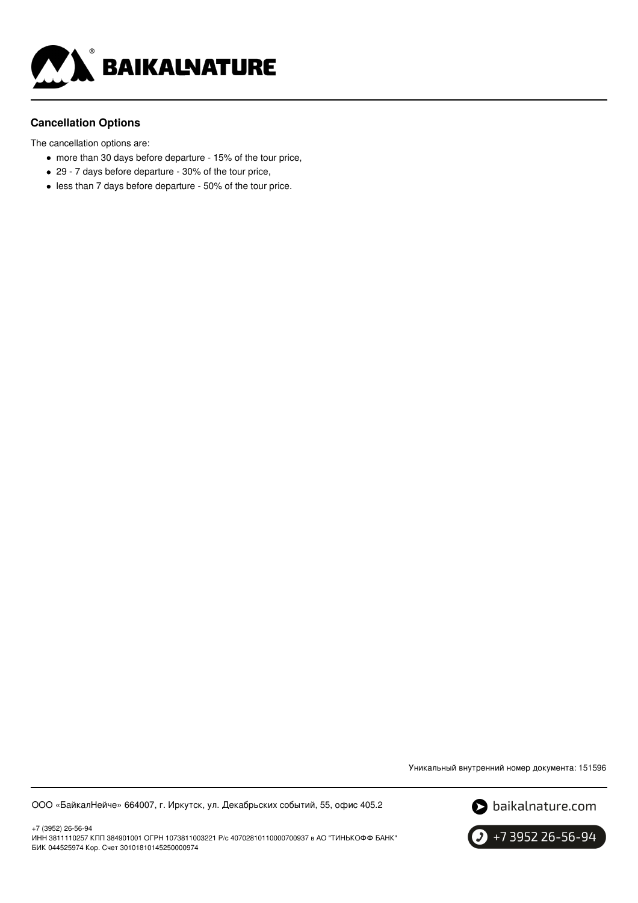### Cancellation Options

The cancellation options are:

- more than 30 days before departure - 15% of the tour price,
- 29 - 7 days before departure - 30% of the tour price,
- less than 7 days before departure - 50% of the tour price.

Уникальный внутренний номер документа: 151596